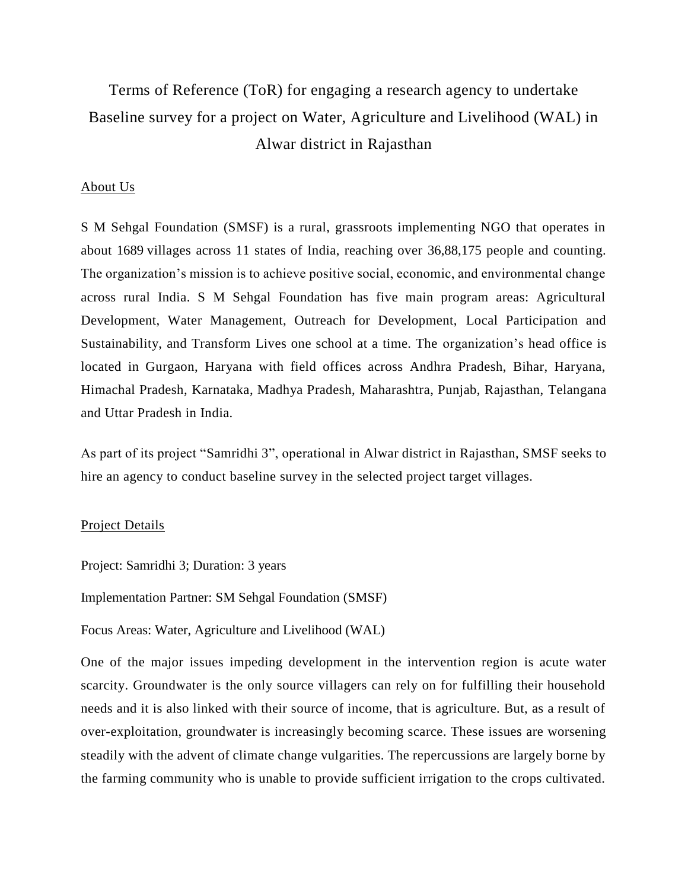# Terms of Reference (ToR) for engaging a research agency to undertake Baseline survey for a project on Water, Agriculture and Livelihood (WAL) in Alwar district in Rajasthan

## About Us

S M Sehgal Foundation (SMSF) is a rural, grassroots implementing NGO that operates in about 1689 villages across 11 states of India, reaching over 36,88,175 people and counting. The organization's mission is to achieve positive social, economic, and environmental change across rural India. S M Sehgal Foundation has five main program areas: Agricultural Development, Water Management, Outreach for Development, Local Participation and Sustainability, and Transform Lives one school at a time. The organization's head office is located in Gurgaon, Haryana with field offices across Andhra Pradesh, Bihar, Haryana, Himachal Pradesh, Karnataka, Madhya Pradesh, Maharashtra, Punjab, Rajasthan, Telangana and Uttar Pradesh in India.

As part of its project "Samridhi 3", operational in Alwar district in Rajasthan, SMSF seeks to hire an agency to conduct baseline survey in the selected project target villages.

## Project Details

Project: Samridhi 3; Duration: 3 years

Implementation Partner: SM Sehgal Foundation (SMSF)

Focus Areas: Water, Agriculture and Livelihood (WAL)

One of the major issues impeding development in the intervention region is acute water scarcity. Groundwater is the only source villagers can rely on for fulfilling their household needs and it is also linked with their source of income, that is agriculture. But, as a result of over-exploitation, groundwater is increasingly becoming scarce. These issues are worsening steadily with the advent of climate change vulgarities. The repercussions are largely borne by the farming community who is unable to provide sufficient irrigation to the crops cultivated.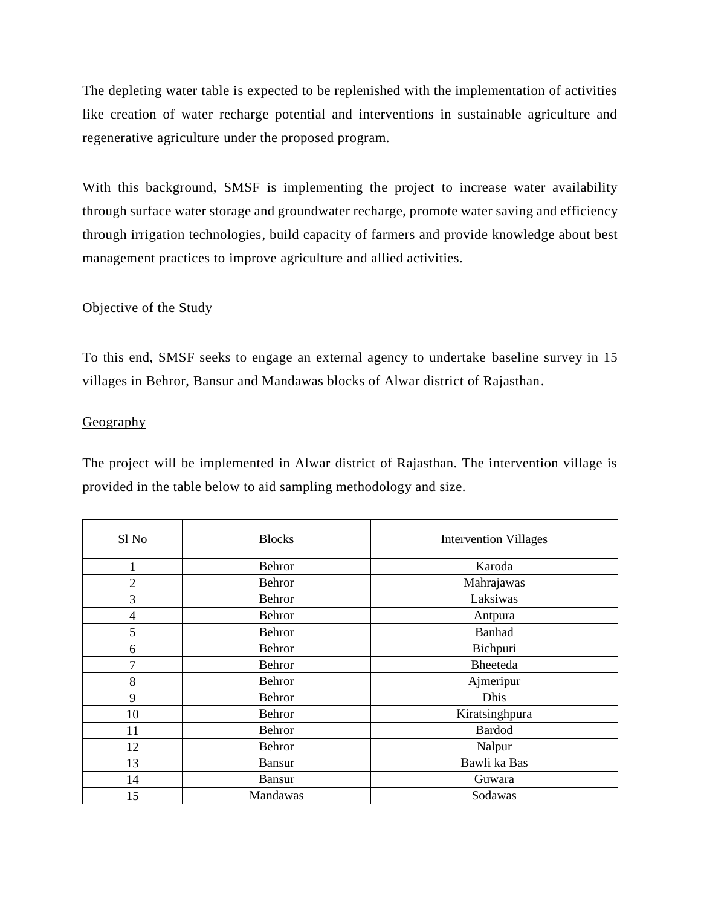The depleting water table is expected to be replenished with the implementation of activities like creation of water recharge potential and interventions in sustainable agriculture and regenerative agriculture under the proposed program.

With this background, SMSF is implementing the project to increase water availability through surface water storage and groundwater recharge, promote water saving and efficiency through irrigation technologies, build capacity of farmers and provide knowledge about best management practices to improve agriculture and allied activities.

<u>Objective of the Study</u>

To this end, SMSF seeks to engage an external agency to undertake baseline survey in 15 villages in Behror, Bansur and Mandawas blocks of Alwar district of Rajasthan.

<u>Geography</u>

The project will be implemented in Alwar district of Rajasthan. The intervention village is provided in the table below to aid sampling methodology and size.

| Sl No | Blocks | Intervention Villages |
|---|---|---|
| 1 | Behror | Karoda |
| 2 | Behror | Mahrajawas |
| 3 | Behror | Laksiwas |
| 4 | Behror | Antpura |
| 5 | Behror | Banhad |
| 6 | Behror | Bichpuri |
| 7 | Behror | Bheeteda |
| 8 | Behror | Ajmeripur |
| 9 | Behror | Dhis |
| 10 | Behror | Kiratsinghpura |
| 11 | Behror | Bardod |
| 12 | Behror | Nalpur |
| 13 | Bansur | Bawli ka Bas |
| 14 | Bansur | Guwara |
| 15 | Mandawas | Sodawas |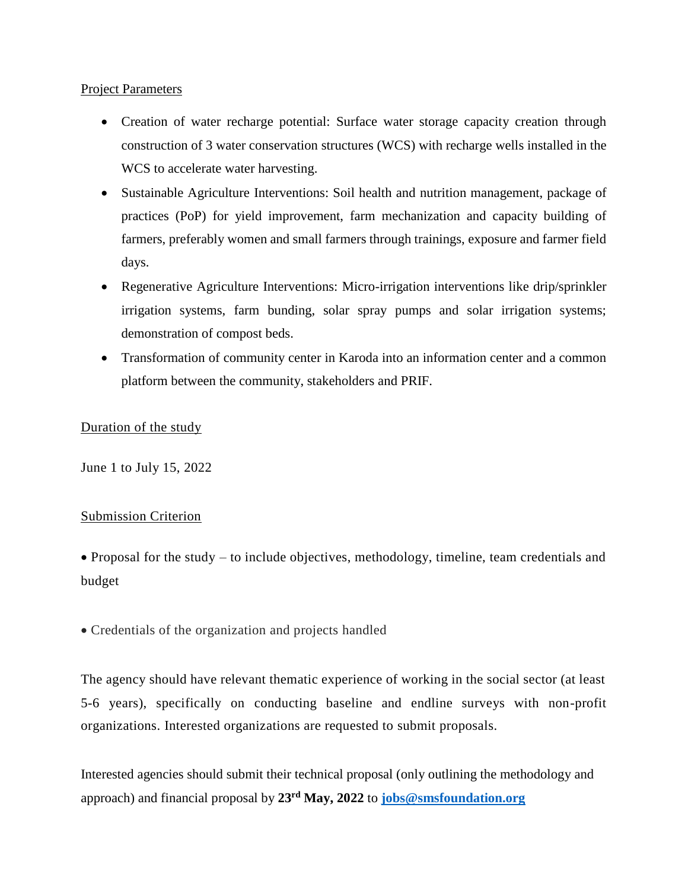Project Parameters

- Creation of water recharge potential: Surface water storage capacity creation through construction of 3 water conservation structures (WCS) with recharge wells installed in the WCS to accelerate water harvesting.
- Sustainable Agriculture Interventions: Soil health and nutrition management, package of practices (PoP) for yield improvement, farm mechanization and capacity building of farmers, preferably women and small farmers through trainings, exposure and farmer field days.
- Regenerative Agriculture Interventions: Micro-irrigation interventions like drip/sprinkler irrigation systems, farm bunding, solar spray pumps and solar irrigation systems; demonstration of compost beds.
- Transformation of community center in Karoda into an information center and a common platform between the community, stakeholders and PRIF.

Duration of the study

June 1 to July 15, 2022

Submission Criterion

- Proposal for the study – to include objectives, methodology, timeline, team credentials and budget

- Credentials of the organization and projects handled

The agency should have relevant thematic experience of working in the social sector (at least 5-6 years), specifically on conducting baseline and endline surveys with non-profit organizations. Interested organizations are requested to submit proposals.

Interested agencies should submit their technical proposal (only outlining the methodology and approach) and financial proposal by **23rd May, 2022** to **jobs@smsfoundation.org**